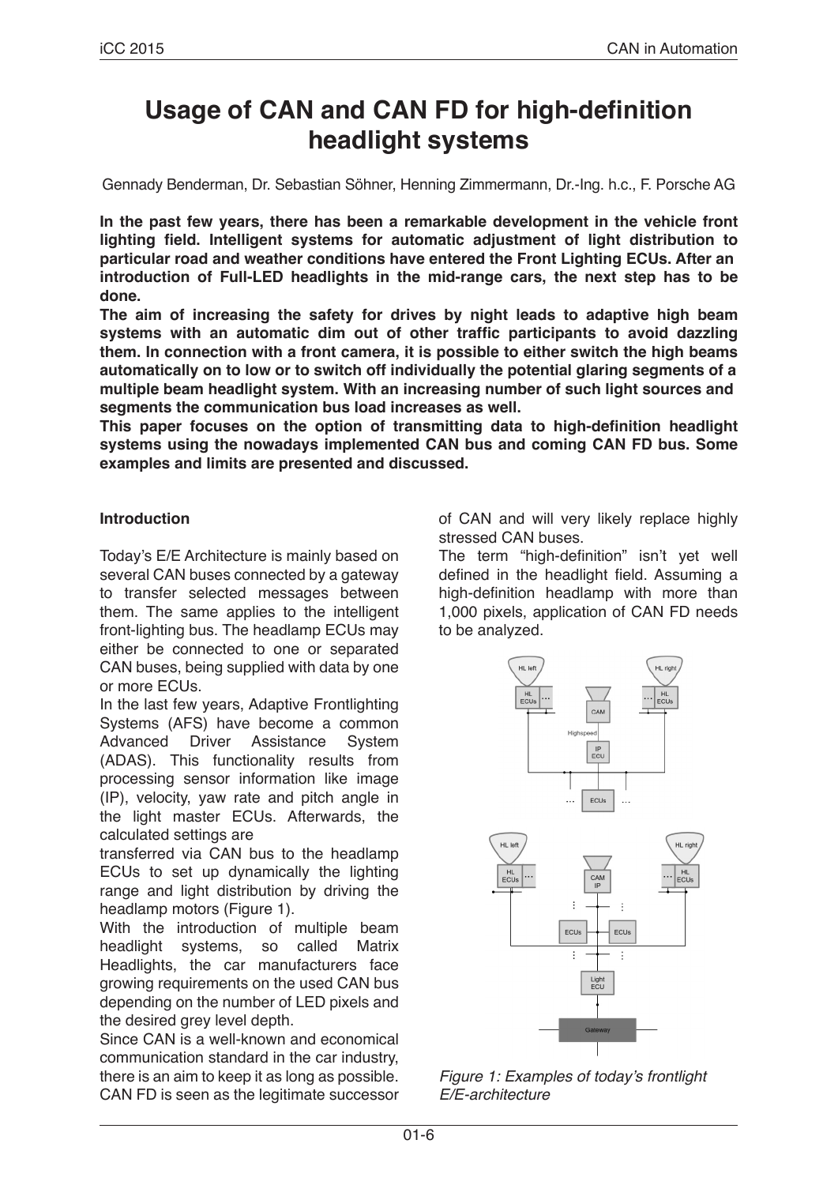# Usage of CAN and CAN FD for high-definition headlight systems

Gennady Benderman, Dr. Sebastian Söhner, Henning Zimmermann, Dr.-Ing. h.c., F. Porsche AG

**In the past few years, there has been a remarkable development in the vehicle front lighting field. Intelligent systems for automatic adjustment of light distribution to particular road and weather conditions have entered the Front Lighting ECUs. After an introduction of Full-LED headlights in the mid-range cars, the next step has to be done.**

**The aim of increasing the safety for drives by night leads to adaptive high beam systems with an automatic dim out of other traffic participants to avoid dazzling them. In connection with a front camera, it is possible to either switch the high beams automatically on to low or to switch off individually the potential glaring segments of a multiple beam headlight system. With an increasing number of such light sources and segments the communication bus load increases as well.**

**This paper focuses on the option of transmitting data to high-definition headlight systems using the nowadays implemented CAN bus and coming CAN FD bus. Some examples and limits are presented and discussed.**

## Introduction

Today's E/E Architecture is mainly based on several CAN buses connected by a gateway to transfer selected messages between them. The same applies to the intelligent front-lighting bus. The headlamp ECUs may either be connected to one or separated CAN buses, being supplied with data by one or more ECUs.

In the last few years, Adaptive Frontlighting Systems (AFS) have become a common Advanced Driver Assistance System (ADAS). This functionality results from processing sensor information like image (IP), velocity, yaw rate and pitch angle in the light master ECUs. Afterwards, the calculated settings are transferred via CAN bus to the headlamp ECUs to set up dynamically the lighting range and light distribution by driving the headlamp motors (Figure 1).

With the introduction of multiple beam headlight systems, so called Matrix Headlights, the car manufacturers face growing requirements on the used CAN bus depending on the number of LED pixels and the desired grey level depth.

Since CAN is a well-known and economical communication standard in the car industry, there is an aim to keep it as long as possible. CAN FD is seen as the legitimate successor of CAN and will very likely replace highly stressed CAN buses.

The term "high-definition" isn't yet well defined in the headlight field. Assuming a high-definition headlamp with more than 1,000 pixels, application of CAN FD needs to be analyzed.

*Figure 1: Examples of today's frontlight E/E-architecture*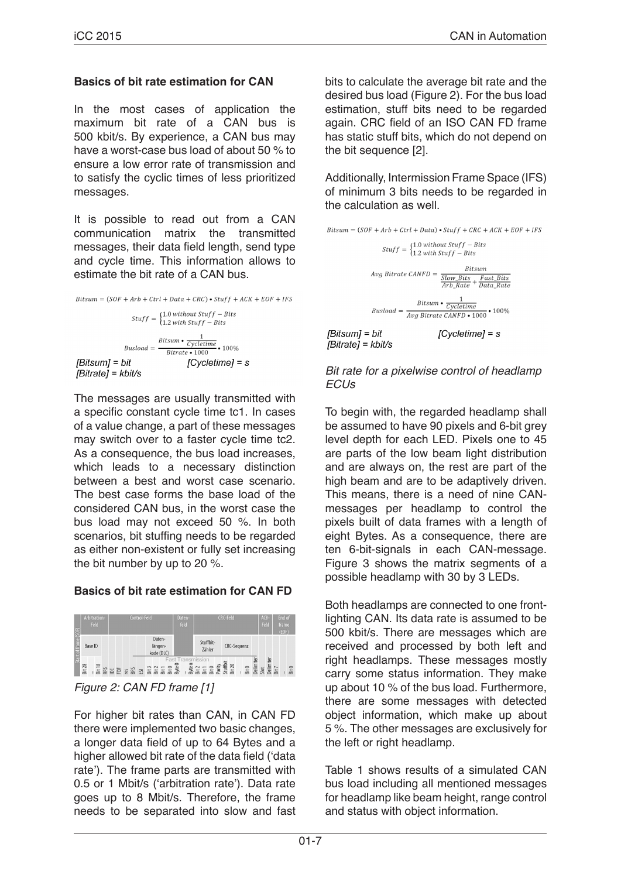### Basics of bit rate estimation for CAN

In the most cases of application the maximum bit rate of a CAN bus is 500 kbit/s. By experience, a CAN bus may have a worst-case bus load of about 50 % to ensure a low error rate of transmission and to satisfy the cyclic times of less prioritized messages.

It is possible to read out from a CAN communication matrix the transmitted messages, their data field length, send type and cycle time. This information allows to estimate the bit rate of a CAN bus.

$$Bitsum = (SOF + Arb + Ctrl + Data + CRC) \cdot Stuff + ACK + EOF + IFS$$

$$Stuff = \begin{cases} 1.0 \text{ without } Stuff-Bits \\ 1.2 \text{ with } Stuff-Bits \end{cases}$$

$$Busload = \frac{Bitsum \cdot \frac{1}{Cycletime}}{Bitrate \cdot 1000} \cdot 100\%$$

[Bitsum] = bit [Cycletime] = s
[Bitrate] = kbit/s

The messages are usually transmitted with a specific constant cycle time tc1. In cases of a value change, a part of these messages may switch over to a faster cycle time tc2. As a consequence, the bus load increases, which leads to a necessary distinction between a best and worst case scenario. The best case forms the base load of the considered CAN bus, in the worst case the bus load may not exceed 50 %. In both scenarios, bit stuffing needs to be regarded as either non-existent or fully set increasing the bit number by up to 20 %.

### Basics of bit rate estimation for CAN FD

*Figure 2: CAN FD frame [1]*

For higher bit rates than CAN, in CAN FD there were implemented two basic changes, a longer data field of up to 64 Bytes and a higher allowed bit rate of the data field ('data rate'). The frame parts are transmitted with 0.5 or 1 Mbit/s ('arbitration rate'). Data rate goes up to 8 Mbit/s. Therefore, the frame needs to be separated into slow and fast bits to calculate the average bit rate and the desired bus load (Figure 2). For the bus load estimation, stuff bits need to be regarded again. CRC field of an ISO CAN FD frame has static stuff bits, which do not depend on the bit sequence [2].

Additionally, Intermission Frame Space (IFS) of minimum 3 bits needs to be regarded in the calculation as well.

$$Bitsum = (SOF + Arb + Ctrl + Data) \cdot Stuff + CRC + ACK + EOF + IFS$$

$$Stuff = \begin{cases} 1.0 \text{ without } Stuff-Bits \\ 1.2 \text{ with } Stuff-Bits \end{cases}$$

$$Avg\ Bitrate\ CANFD = \frac{Bitsum}{\frac{Slow\_Bits}{Arb\_Rate} + \frac{Fast\_Bits}{Data\_Rate}}$$

$$Busload = \frac{Bitsum \cdot \frac{1}{Cycletime}}{Avg\ Bitrate\ CANFD \cdot 1000} \cdot 100\%$$

[Bitsum] = bit [Cycletime] = s
[Bitrate] = kbit/s

*Bit rate for a pixelwise control of headlamp ECUs*

To begin with, the regarded headlamp shall be assumed to have 90 pixels and 6-bit grey level depth for each LED. Pixels one to 45 are parts of the low beam light distribution and are always on, the rest are part of the high beam and are to be adaptively driven. This means, there is a need of nine CAN-messages per headlamp to control the pixels built of data frames with a length of eight Bytes. As a consequence, there are ten 6-bit-signals in each CAN-message. Figure 3 shows the matrix segments of a possible headlamp with 30 by 3 LEDs.

Both headlamps are connected to one front-lighting CAN. Its data rate is assumed to be 500 kbit/s. There are messages which are received and processed by both left and right headlamps. These messages mostly carry some status information. They make up about 10 % of the bus load. Furthermore, there are some messages with detected object information, which make up about 5 %. The other messages are exclusively for the left or right headlamp.

Table 1 shows results of a simulated CAN bus load including all mentioned messages for headlamp like beam height, range control and status with object information.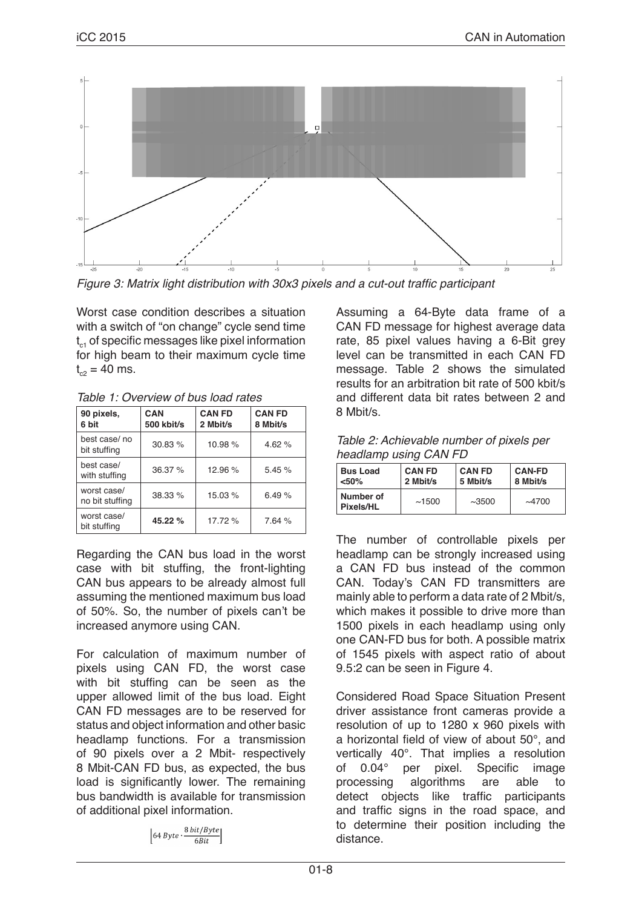*Figure 3: Matrix light distribution with 30x3 pixels and a cut-out traffic participant*

Worst case condition describes a situation with a switch of "on change" cycle send time $t_{c1}$ of specific messages like pixel information for high beam to their maximum cycle time $t_{c2}$ = 40 ms.

*Table 1: Overview of bus load rates*

| 90 pixels, 6 bit | CAN 500 kbit/s | CAN FD 2 Mbit/s | CAN FD 8 Mbit/s |
|---|---|---|---|
| best case/ no bit stuffing | 30.83 % | 10.98 % | 4.62 % |
| best case/ with stuffing | 36.37 % | 12.96 % | 5.45 % |
| worst case/ no bit stuffing | 38.33 % | 15.03 % | 6.49 % |
| worst case/ bit stuffing | **45.22 %** | 17.72 % | 7.64 % |

Regarding the CAN bus load in the worst case with bit stuffing, the front-lighting CAN bus appears to be already almost full assuming the mentioned maximum bus load of 50%. So, the number of pixels can't be increased anymore using CAN.

For calculation of maximum number of pixels using CAN FD, the worst case with bit stuffing can be seen as the upper allowed limit of the bus load. Eight CAN FD messages are to be reserved for status and object information and other basic headlamp functions. For a transmission of 90 pixels over a 2 Mbit- respectively 8 Mbit-CAN FD bus, as expected, the bus load is significantly lower. The remaining bus bandwidth is available for transmission of additional pixel information.

$$\left\lfloor 64\,Byte \cdot \frac{8\,bit/Byte}{6Bit} \right\rfloor$$

Assuming a 64-Byte data frame of a CAN FD message for highest average data rate, 85 pixel values having a 6-Bit grey level can be transmitted in each CAN FD message. Table 2 shows the simulated results for an arbitration bit rate of 500 kbit/s and different data bit rates between 2 and 8 Mbit/s.

*Table 2: Achievable number of pixels per headlamp using CAN FD*

| Bus Load <50% | CAN FD 2 Mbit/s | CAN FD 5 Mbit/s | CAN-FD 8 Mbit/s |
|---|---|---|---|
| Number of Pixels/HL | ~1500 | ~3500 | ~4700 |

The number of controllable pixels per headlamp can be strongly increased using a CAN FD bus instead of the common CAN. Today's CAN FD transmitters are mainly able to perform a data rate of 2 Mbit/s, which makes it possible to drive more than 1500 pixels in each headlamp using only one CAN-FD bus for both. A possible matrix of 1545 pixels with aspect ratio of about 9.5:2 can be seen in Figure 4.

Considered Road Space Situation Present driver assistance front cameras provide a resolution of up to 1280 x 960 pixels with a horizontal field of view of about 50°, and vertically 40°. That implies a resolution of 0.04° per pixel. Specific image processing algorithms are able to detect objects like traffic participants and traffic signs in the road space, and to determine their position including the distance.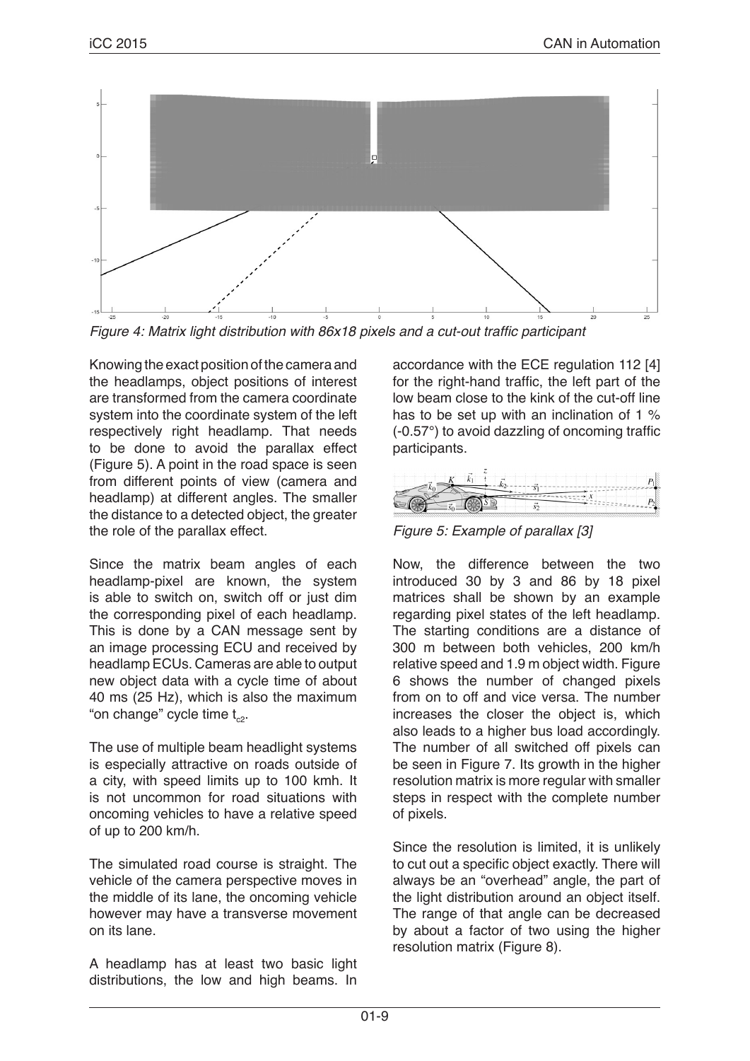*Figure 4: Matrix light distribution with 86x18 pixels and a cut-out traffic participant*

Knowing the exact position of the camera and the headlamps, object positions of interest are transformed from the camera coordinate system into the coordinate system of the left respectively right headlamp. That needs to be done to avoid the parallax effect (Figure 5). A point in the road space is seen from different points of view (camera and headlamp) at different angles. The smaller the distance to a detected object, the greater the role of the parallax effect.

Since the matrix beam angles of each headlamp-pixel are known, the system is able to switch on, switch off or just dim the corresponding pixel of each headlamp. This is done by a CAN message sent by an image processing ECU and received by headlamp ECUs. Cameras are able to output new object data with a cycle time of about 40 ms (25 Hz), which is also the maximum "on change" cycle time $t_{c2}$.

The use of multiple beam headlight systems is especially attractive on roads outside of a city, with speed limits up to 100 kmh. It is not uncommon for road situations with oncoming vehicles to have a relative speed of up to 200 km/h.

The simulated road course is straight. The vehicle of the camera perspective moves in the middle of its lane, the oncoming vehicle however may have a transverse movement on its lane.

A headlamp has at least two basic light distributions, the low and high beams. In accordance with the ECE regulation 112 [4] for the right-hand traffic, the left part of the low beam close to the kink of the cut-off line has to be set up with an inclination of 1 % (-0.57°) to avoid dazzling of oncoming traffic participants.

*Figure 5: Example of parallax [3]*

Now, the difference between the two introduced 30 by 3 and 86 by 18 pixel matrices shall be shown by an example regarding pixel states of the left headlamp. The starting conditions are a distance of 300 m between both vehicles, 200 km/h relative speed and 1.9 m object width. Figure 6 shows the number of changed pixels from on to off and vice versa. The number increases the closer the object is, which also leads to a higher bus load accordingly. The number of all switched off pixels can be seen in Figure 7. Its growth in the higher resolution matrix is more regular with smaller steps in respect with the complete number of pixels.

Since the resolution is limited, it is unlikely to cut out a specific object exactly. There will always be an "overhead" angle, the part of the light distribution around an object itself. The range of that angle can be decreased by about a factor of two using the higher resolution matrix (Figure 8).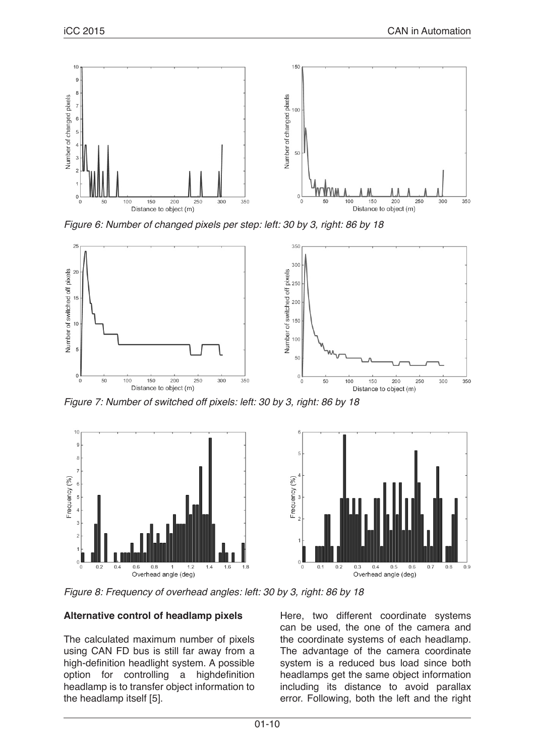Figure 6: Number of changed pixels per step: left: 30 by 3, right: 86 by 18

Figure 7: Number of switched off pixels: left: 30 by 3, right: 86 by 18

Figure 8: Frequency of overhead angles: left: 30 by 3, right: 86 by 18

**Alternative control of headlamp pixels**

The calculated maximum number of pixels using CAN FD bus is still far away from a high-definition headlight system. A possible option for controlling a highdefinition headlamp is to transfer object information to the headlamp itself [5].

Here, two different coordinate systems can be used, the one of the camera and the coordinate systems of each headlamp. The advantage of the camera coordinate system is a reduced bus load since both headlamps get the same object information including its distance to avoid parallax error. Following, both the left and the right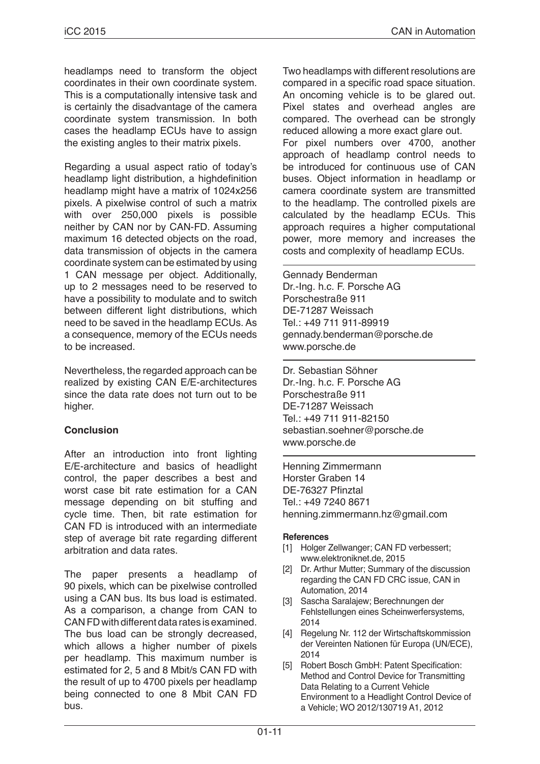headlamps need to transform the object coordinates in their own coordinate system. This is a computationally intensive task and is certainly the disadvantage of the camera coordinate system transmission. In both cases the headlamp ECUs have to assign the existing angles to their matrix pixels.

Regarding a usual aspect ratio of today's headlamp light distribution, a highdefinition headlamp might have a matrix of 1024x256 pixels. A pixelwise control of such a matrix with over 250,000 pixels is possible neither by CAN nor by CAN-FD. Assuming maximum 16 detected objects on the road, data transmission of objects in the camera coordinate system can be estimated by using 1 CAN message per object. Additionally, up to 2 messages need to be reserved to have a possibility to modulate and to switch between different light distributions, which need to be saved in the headlamp ECUs. As a consequence, memory of the ECUs needs to be increased.

Nevertheless, the regarded approach can be realized by existing CAN E/E-architectures since the data rate does not turn out to be higher.

**Conclusion**

After an introduction into front lighting E/E-architecture and basics of headlight control, the paper describes a best and worst case bit rate estimation for a CAN message depending on bit stuffing and cycle time. Then, bit rate estimation for CAN FD is introduced with an intermediate step of average bit rate regarding different arbitration and data rates.

The paper presents a headlamp of 90 pixels, which can be pixelwise controlled using a CAN bus. Its bus load is estimated. As a comparison, a change from CAN to CAN FD with different data rates is examined. The bus load can be strongly decreased, which allows a higher number of pixels per headlamp. This maximum number is estimated for 2, 5 and 8 Mbit/s CAN FD with the result of up to 4700 pixels per headlamp being connected to one 8 Mbit CAN FD bus.

Two headlamps with different resolutions are compared in a specific road space situation. An oncoming vehicle is to be glared out. Pixel states and overhead angles are compared. The overhead can be strongly reduced allowing a more exact glare out.
For pixel numbers over 4700, another approach of headlamp control needs to be introduced for continuous use of CAN buses. Object information in headlamp or camera coordinate system are transmitted to the headlamp. The controlled pixels are calculated by the headlamp ECUs. This approach requires a higher computational power, more memory and increases the costs and complexity of headlamp ECUs.

---

Gennady Benderman
Dr.-Ing. h.c. F. Porsche AG
Porschestraße 911
DE-71287 Weissach
Tel.: +49 711 911-89919
gennady.benderman@porsche.de
www.porsche.de

---

Dr. Sebastian Söhner
Dr.-Ing. h.c. F. Porsche AG
Porschestraße 911
DE-71287 Weissach
Tel.: +49 711 911-82150
sebastian.soehner@porsche.de
www.porsche.de

---

Henning Zimmermann
Horster Graben 14
DE-76327 Pfinztal
Tel.: +49 7240 8671
henning.zimmermann.hz@gmail.com

**References**

[1] Holger Zellwanger; CAN FD verbessert; www.elektroniknet.de, 2015
[2] Dr. Arthur Mutter; Summary of the discussion regarding the CAN FD CRC issue, CAN in Automation, 2014
[3] Sascha Saralajew; Berechnungen der Fehlstellungen eines Scheinwerfersystems, 2014
[4] Regelung Nr. 112 der Wirtschaftskommission der Vereinten Nationen für Europa (UN/ECE), 2014
[5] Robert Bosch GmbH: Patent Specification: Method and Control Device for Transmitting Data Relating to a Current Vehicle Environment to a Headlight Control Device of a Vehicle; WO 2012/130719 A1, 2012